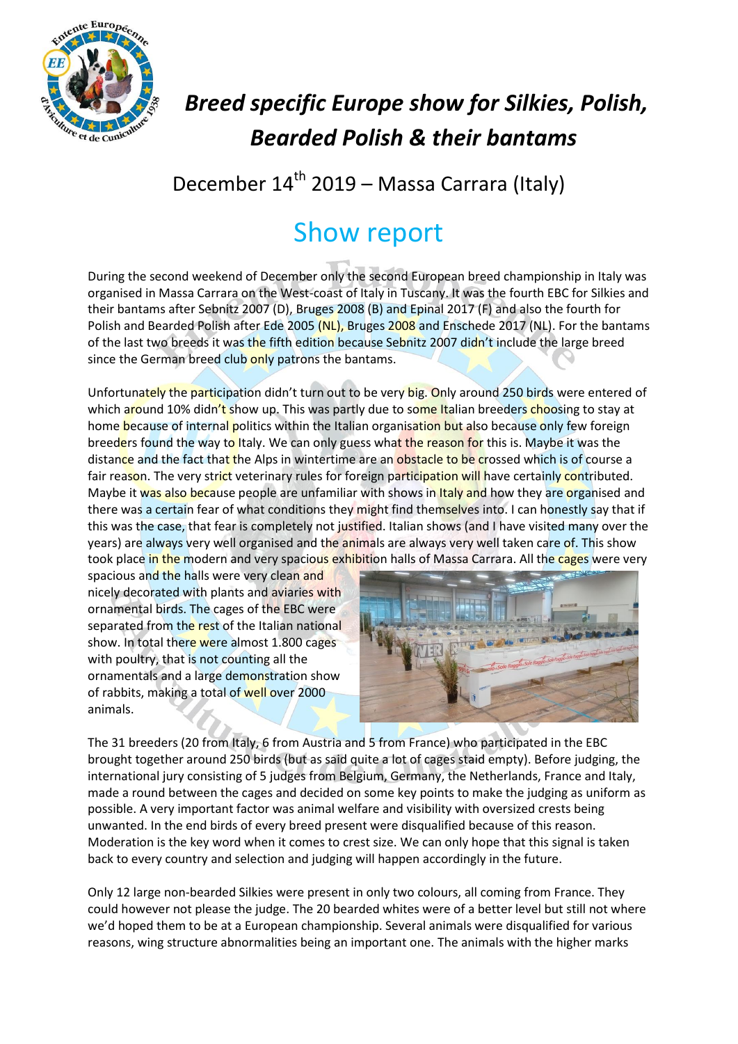# Breed specific Europe show for Silkies, Polish, Bearded Polish & their bantams

December 14th 2019 – Massa Carrara (Italy)

## Show report

During the second weekend of December only the second European breed championship in Italy was organised in Massa Carrara on the West-coast of Italy in Tuscany. It was the fourth EBC for Silkies and their bantams after Sebnitz 2007 (D), Bruges 2008 (B) and Epinal 2017 (F) and also the fourth for Polish and Bearded Polish after Ede 2005 (NL), Bruges 2008 and Enschede 2017 (NL). For the bantams of the last two breeds it was the fifth edition because Sebnitz 2007 didn't include the large breed since the German breed club only patrons the bantams.

Unfortunately the participation didn't turn out to be very big. Only around 250 birds were entered of which around 10% didn't show up. This was partly due to some Italian breeders choosing to stay at home because of internal politics within the Italian organisation but also because only few foreign breeders found the way to Italy. We can only guess what the reason for this is. Maybe it was the distance and the fact that the Alps in wintertime are an obstacle to be crossed which is of course a fair reason. The very strict veterinary rules for foreign participation will have certainly contributed. Maybe it was also because people are unfamiliar with shows in Italy and how they are organised and there was a certain fear of what conditions they might find themselves into. I can honestly say that if this was the case, that fear is completely not justified. Italian shows (and I have visited many over the years) are always very well organised and the animals are always very well taken care of. This show took place in the modern and very spacious exhibition halls of Massa Carrara. All the cages were very spacious and the halls were very clean and nicely decorated with plants and aviaries with ornamental birds. The cages of the EBC were separated from the rest of the Italian national show. In total there were almost 1.800 cages with poultry, that is not counting all the ornamentals and a large demonstration show of rabbits, making a total of well over 2000 animals.

The 31 breeders (20 from Italy, 6 from Austria and 5 from France) who participated in the EBC brought together around 250 birds (but as said quite a lot of cages staid empty). Before judging, the international jury consisting of 5 judges from Belgium, Germany, the Netherlands, France and Italy, made a round between the cages and decided on some key points to make the judging as uniform as possible. A very important factor was animal welfare and visibility with oversized crests being unwanted. In the end birds of every breed present were disqualified because of this reason. Moderation is the key word when it comes to crest size. We can only hope that this signal is taken back to every country and selection and judging will happen accordingly in the future.

Only 12 large non-bearded Silkies were present in only two colours, all coming from France. They could however not please the judge. The 20 bearded whites were of a better level but still not where we'd hoped them to be at a European championship. Several animals were disqualified for various reasons, wing structure abnormalities being an important one. The animals with the higher marks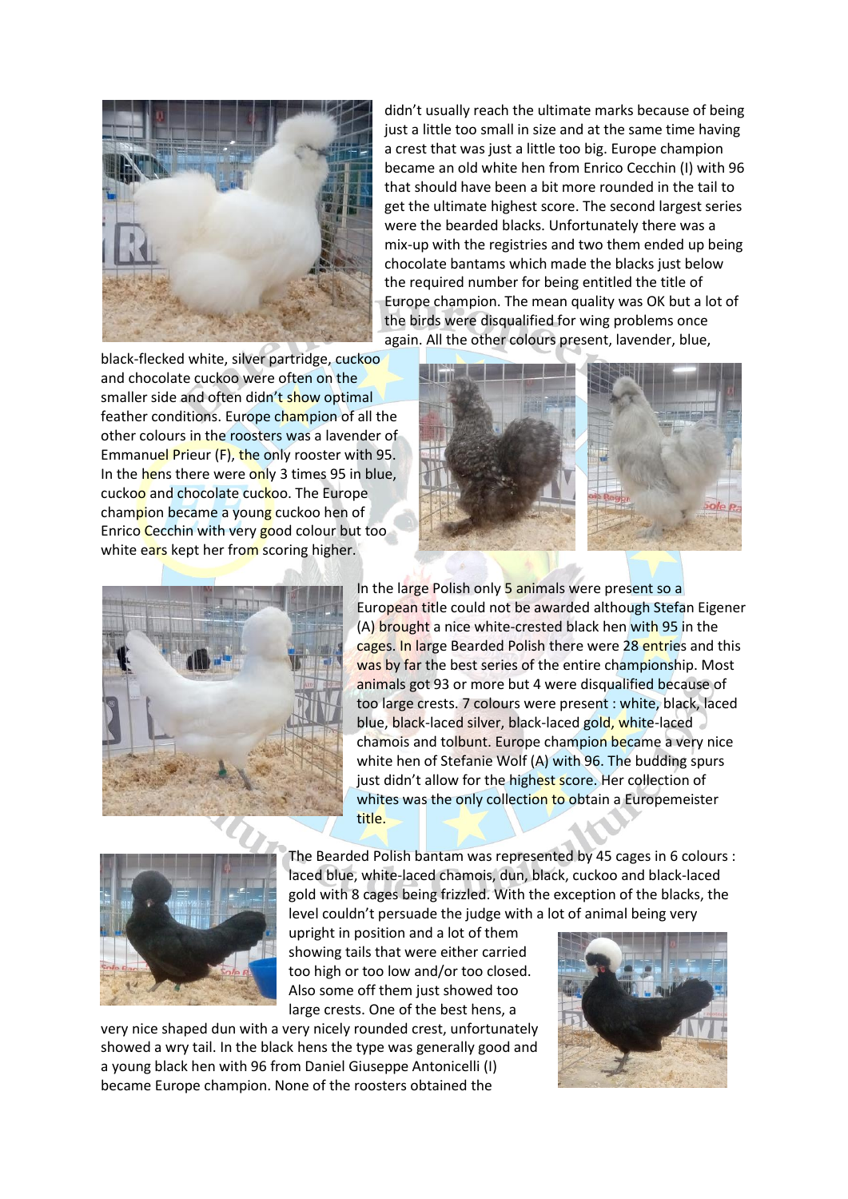didn't usually reach the ultimate marks because of being just a little too small in size and at the same time having a crest that was just a little too big. Europe champion became an old white hen from Enrico Cecchin (I) with 96 that should have been a bit more rounded in the tail to get the ultimate highest score. The second largest series were the bearded blacks. Unfortunately there was a mix-up with the registries and two them ended up being chocolate bantams which made the blacks just below the required number for being entitled the title of Europe champion. The mean quality was OK but a lot of the birds were disqualified for wing problems once again. All the other colours present, lavender, blue, black-flecked white, silver partridge, cuckoo and chocolate cuckoo were often on the smaller side and often didn't show optimal feather conditions. Europe champion of all the other colours in the roosters was a lavender of Emmanuel Prieur (F), the only rooster with 95. In the hens there were only 3 times 95 in blue, cuckoo and chocolate cuckoo. The Europe champion became a young cuckoo hen of Enrico Cecchin with very good colour but too white ears kept her from scoring higher.

In the large Polish only 5 animals were present so a European title could not be awarded although Stefan Eigener (A) brought a nice white-crested black hen with 95 in the cages. In large Bearded Polish there were 28 entries and this was by far the best series of the entire championship. Most animals got 93 or more but 4 were disqualified because of too large crests. 7 colours were present : white, black, laced blue, black-laced silver, black-laced gold, white-laced chamois and tolbunt. Europe champion became a very nice white hen of Stefanie Wolf (A) with 96. The budding spurs just didn't allow for the highest score. Her collection of whites was the only collection to obtain a Europemeister title.

The Bearded Polish bantam was represented by 45 cages in 6 colours : laced blue, white-laced chamois, dun, black, cuckoo and black-laced gold with 8 cages being frizzled. With the exception of the blacks, the level couldn't persuade the judge with a lot of animal being very upright in position and a lot of them showing tails that were either carried too high or too low and/or too closed. Also some off them just showed too large crests. One of the best hens, a very nice shaped dun with a very nicely rounded crest, unfortunately showed a wry tail. In the black hens the type was generally good and a young black hen with 96 from Daniel Giuseppe Antonicelli (I) became Europe champion. None of the roosters obtained the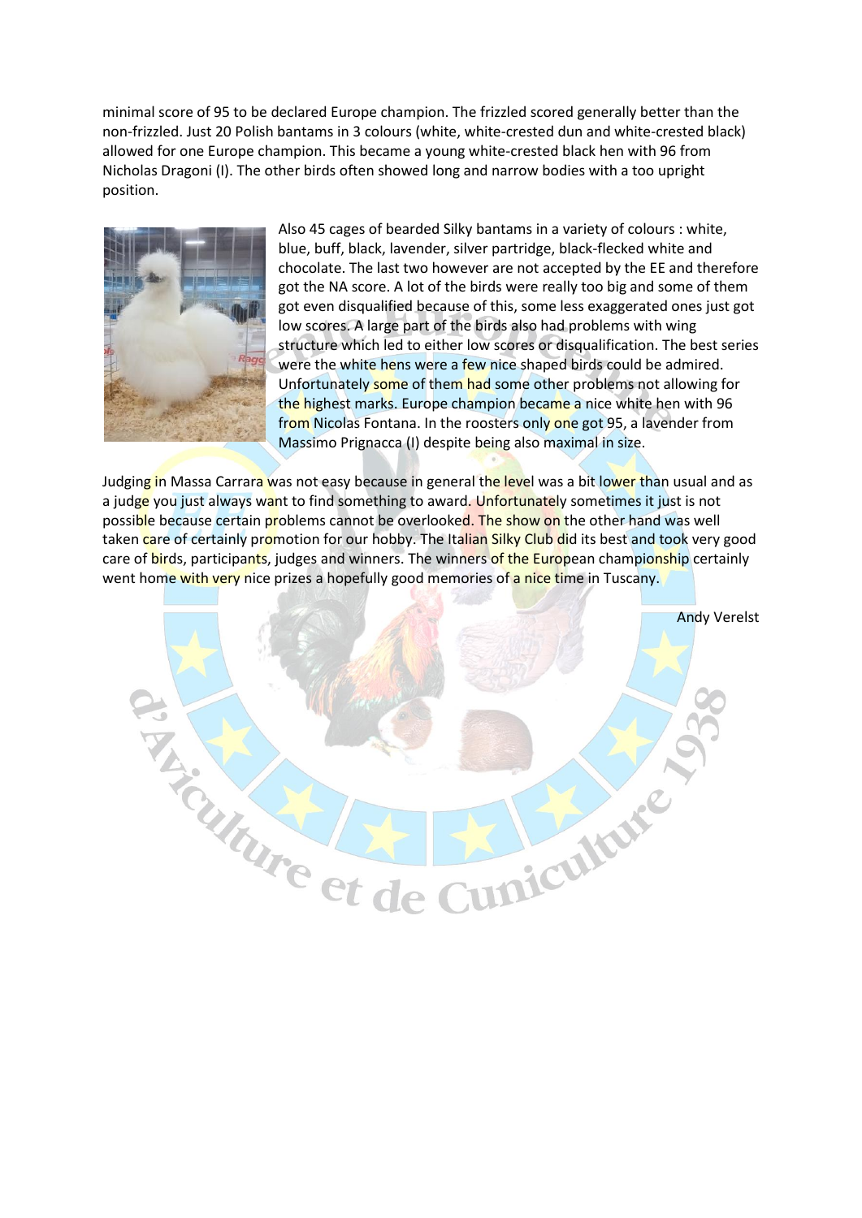minimal score of 95 to be declared Europe champion. The frizzled scored generally better than the non-frizzled. Just 20 Polish bantams in 3 colours (white, white-crested dun and white-crested black) allowed for one Europe champion. This became a young white-crested black hen with 96 from Nicholas Dragoni (I). The other birds often showed long and narrow bodies with a too upright position.

Also 45 cages of bearded Silky bantams in a variety of colours : white, blue, buff, black, lavender, silver partridge, black-flecked white and chocolate. The last two however are not accepted by the EE and therefore got the NA score. A lot of the birds were really too big and some of them got even disqualified because of this, some less exaggerated ones just got low scores. A large part of the birds also had problems with wing structure which led to either low scores or disqualification. The best series were the white hens were a few nice shaped birds could be admired. Unfortunately some of them had some other problems not allowing for the highest marks. Europe champion became a nice white hen with 96 from Nicolas Fontana. In the roosters only one got 95, a lavender from Massimo Prignacca (I) despite being also maximal in size.

Judging in Massa Carrara was not easy because in general the level was a bit lower than usual and as a judge you just always want to find something to award. Unfortunately sometimes it just is not possible because certain problems cannot be overlooked. The show on the other hand was well taken care of certainly promotion for our hobby. The Italian Silky Club did its best and took very good care of birds, participants, judges and winners. The winners of the European championship certainly went home with very nice prizes a hopefully good memories of a nice time in Tuscany.

Andy Verelst